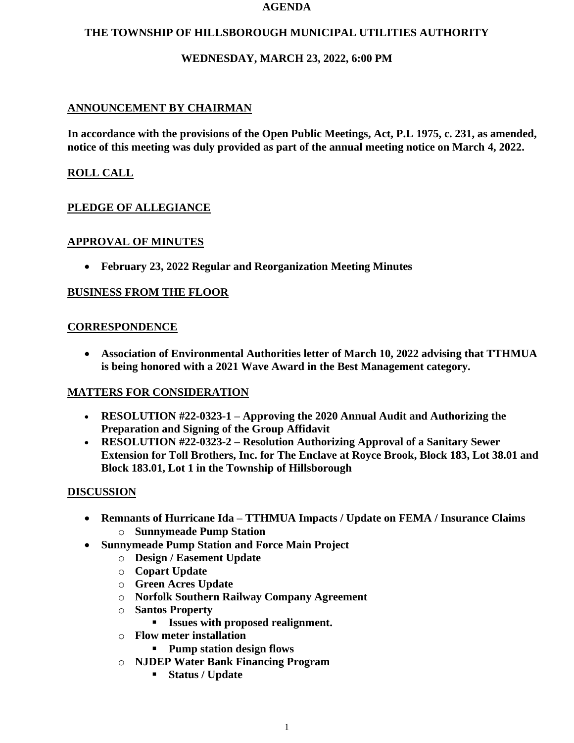**AGENDA**

**THE TOWNSHIP OF HILLSBOROUGH MUNICIPAL UTILITIES AUTHORITY**

**WEDNESDAY, MARCH 23, 2022, 6:00 PM**

## ANNOUNCEMENT BY CHAIRMAN

**In accordance with the provisions of the Open Public Meetings, Act, P.L 1975, c. 231, as amended, notice of this meeting was duly provided as part of the annual meeting notice on March 4, 2022.**

## ROLL CALL

## PLEDGE OF ALLEGIANCE

## APPROVAL OF MINUTES

- **February 23, 2022 Regular and Reorganization Meeting Minutes**

## BUSINESS FROM THE FLOOR

## CORRESPONDENCE

- **Association of Environmental Authorities letter of March 10, 2022 advising that TTHMUA is being honored with a 2021 Wave Award in the Best Management category.**

## MATTERS FOR CONSIDERATION

- **RESOLUTION #22-0323-1 – Approving the 2020 Annual Audit and Authorizing the Preparation and Signing of the Group Affidavit**
- **RESOLUTION #22-0323-2 – Resolution Authorizing Approval of a Sanitary Sewer Extension for Toll Brothers, Inc. for The Enclave at Royce Brook, Block 183, Lot 38.01 and Block 183.01, Lot 1 in the Township of Hillsborough**

## DISCUSSION

- **Remnants of Hurricane Ida – TTHMUA Impacts / Update on FEMA / Insurance Claims**
  - **Sunnymeade Pump Station**
- **Sunnymeade Pump Station and Force Main Project**
  - **Design / Easement Update**
  - **Copart Update**
  - **Green Acres Update**
  - **Norfolk Southern Railway Company Agreement**
  - **Santos Property**
    - **Issues with proposed realignment.**
  - **Flow meter installation**
    - **Pump station design flows**
  - **NJDEP Water Bank Financing Program**
    - **Status / Update**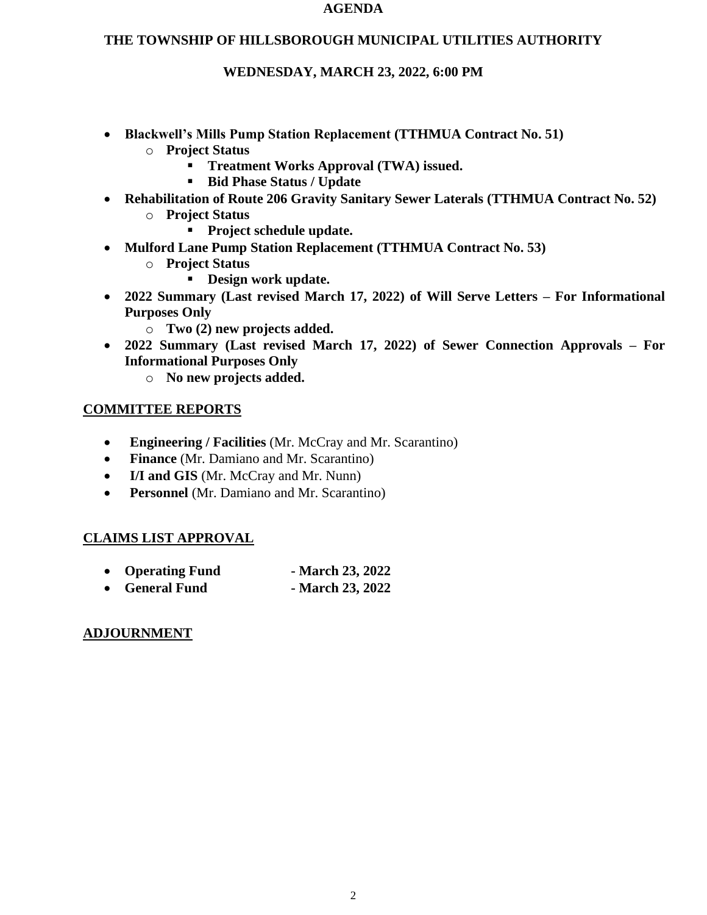**AGENDA**

**THE TOWNSHIP OF HILLSBOROUGH MUNICIPAL UTILITIES AUTHORITY**

**WEDNESDAY, MARCH 23, 2022, 6:00 PM**

- **Blackwell's Mills Pump Station Replacement (TTHMUA Contract No. 51)**
  - **Project Status**
    - **Treatment Works Approval (TWA) issued.**
    - **Bid Phase Status / Update**
- **Rehabilitation of Route 206 Gravity Sanitary Sewer Laterals (TTHMUA Contract No. 52)**
  - **Project Status**
    - **Project schedule update.**
- **Mulford Lane Pump Station Replacement (TTHMUA Contract No. 53)**
  - **Project Status**
    - **Design work update.**
- **2022 Summary (Last revised March 17, 2022) of Will Serve Letters – For Informational Purposes Only**
  - **Two (2) new projects added.**
- **2022 Summary (Last revised March 17, 2022) of Sewer Connection Approvals – For Informational Purposes Only**
  - **No new projects added.**

## COMMITTEE REPORTS

- **Engineering / Facilities** (Mr. McCray and Mr. Scarantino)
- **Finance** (Mr. Damiano and Mr. Scarantino)
- **I/I and GIS** (Mr. McCray and Mr. Nunn)
- **Personnel** (Mr. Damiano and Mr. Scarantino)

## CLAIMS LIST APPROVAL

- **Operating Fund - March 23, 2022**
- **General Fund - March 23, 2022**

## ADJOURNMENT